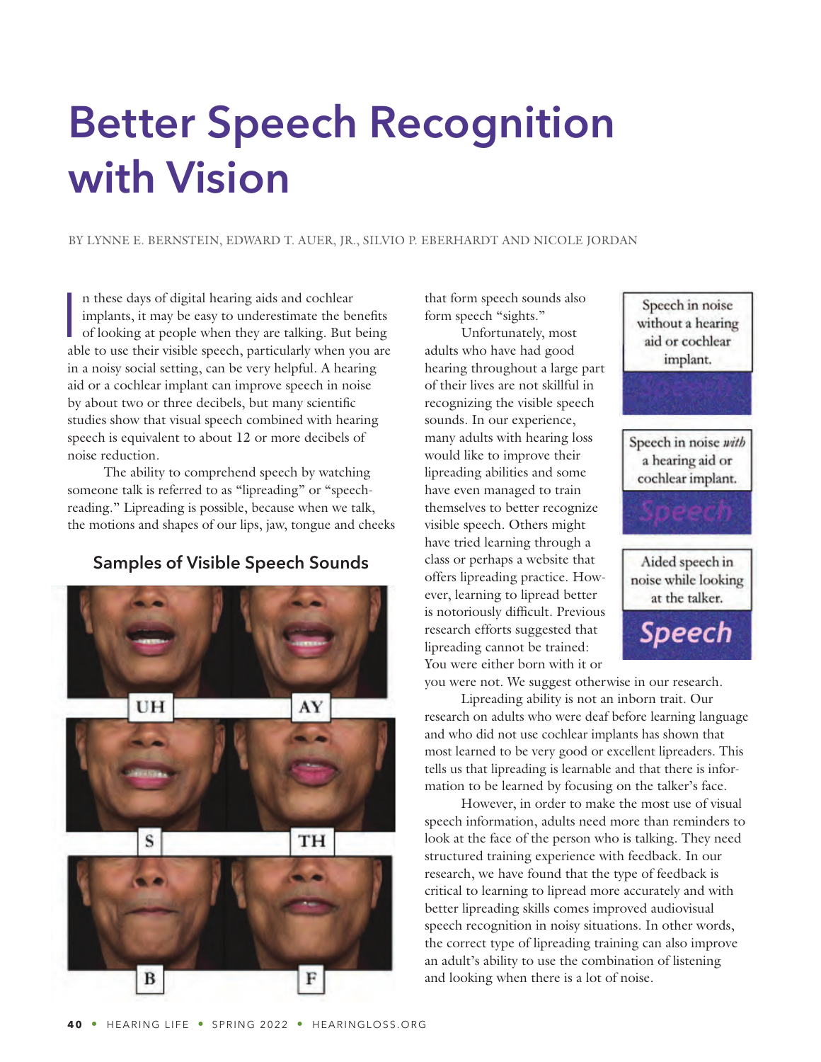# Better Speech Recognition with Vision

BY LYNNE E. BERNSTEIN, EDWARD T. AUER, JR., SILVIO P. EBERHARDT AND NICOLE JORDAN

In these days of digital hearing aids and cochlear implants, it may be easy to underestimate the benefits of looking at people when they are talking. But being able to use their visible speech, particularly when you are in a noisy social setting, can be very helpful. A hearing aid or a cochlear implant can improve speech in noise by about two or three decibels, but many scientific studies show that visual speech combined with hearing speech is equivalent to about 12 or more decibels of noise reduction.

The ability to comprehend speech by watching someone talk is referred to as "lipreading" or "speechreading." Lipreading is possible, because when we talk, the motions and shapes of our lips, jaw, tongue and cheeks that form speech sounds also form speech "sights."

## Samples of Visible Speech Sounds

UH | AY

S | TH

B | F

Speech in noise without a hearing aid or cochlear implant.

Speech

Speech in noise *with* a hearing aid or cochlear implant.

Speech

Aided speech in noise while looking at the talker.

Speech

Unfortunately, most adults who have had good hearing throughout a large part of their lives are not skillful in recognizing the visible speech sounds. In our experience, many adults with hearing loss would like to improve their lipreading abilities and some have even managed to train themselves to better recognize visible speech. Others might have tried learning through a class or perhaps a website that offers lipreading practice. However, learning to lipread better is notoriously difficult. Previous research efforts suggested that lipreading cannot be trained: You were either born with it or you were not. We suggest otherwise in our research.

Lipreading ability is not an inborn trait. Our research on adults who were deaf before learning language and who did not use cochlear implants has shown that most learned to be very good or excellent lipreaders. This tells us that lipreading is learnable and that there is information to be learned by focusing on the talker's face.

However, in order to make the most use of visual speech information, adults need more than reminders to look at the face of the person who is talking. They need structured training experience with feedback. In our research, we have found that the type of feedback is critical to learning to lipread more accurately and with better lipreading skills comes improved audiovisual speech recognition in noisy situations. In other words, the correct type of lipreading training can also improve an adult's ability to use the combination of listening and looking when there is a lot of noise.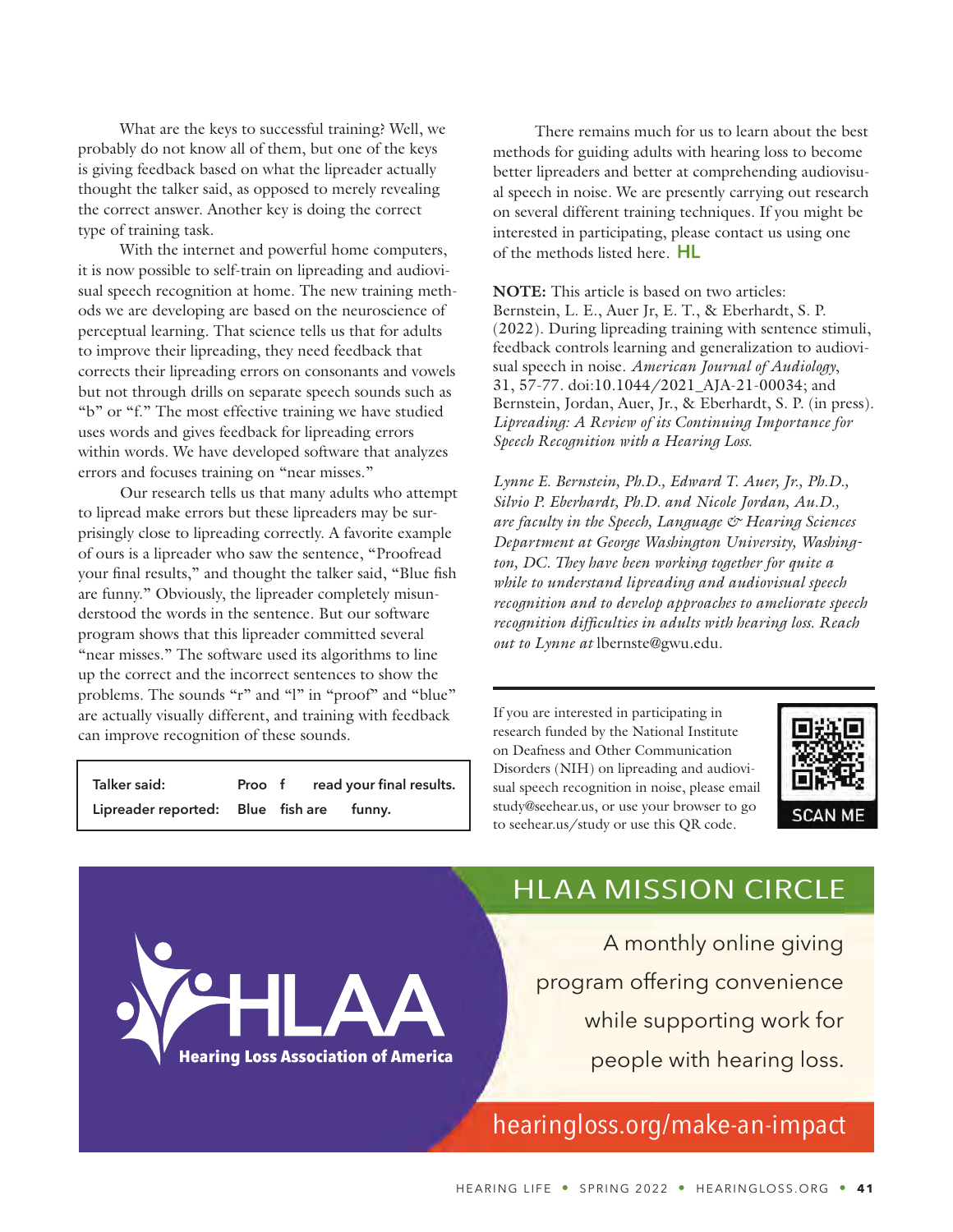What are the keys to successful training? Well, we probably do not know all of them, but one of the keys is giving feedback based on what the lipreader actually thought the talker said, as opposed to merely revealing the correct answer. Another key is doing the correct type of training task.

With the internet and powerful home computers, it is now possible to self-train on lipreading and audiovisual speech recognition at home. The new training methods we are developing are based on the neuroscience of perceptual learning. That science tells us that for adults to improve their lipreading, they need feedback that corrects their lipreading errors on consonants and vowels but not through drills on separate speech sounds such as "b" or "f." The most effective training we have studied uses words and gives feedback for lipreading errors within words. We have developed software that analyzes errors and focuses training on "near misses."

Our research tells us that many adults who attempt to lipread make errors but these lipreaders may be surprisingly close to lipreading correctly. A favorite example of ours is a lipreader who saw the sentence, "Proofread your final results," and thought the talker said, "Blue fish are funny." Obviously, the lipreader completely misunderstood the words in the sentence. But our software program shows that this lipreader committed several "near misses." The software used its algorithms to line up the correct and the incorrect sentences to show the problems. The sounds "r" and "l" in "proof" and "blue" are actually visually different, and training with feedback can improve recognition of these sounds.

| | | | |
|---|---|---|---|
| Talker said: | Proo | f | read your final results. |
| Lipreader reported: | Blue | fish are | funny. |

There remains much for us to learn about the best methods for guiding adults with hearing loss to become better lipreaders and better at comprehending audiovisual speech in noise. We are presently carrying out research on several different training techniques. If you might be interested in participating, please contact us using one of the methods listed here. **HL**

**NOTE:** This article is based on two articles: Bernstein, L. E., Auer Jr, E. T., & Eberhardt, S. P. (2022). During lipreading training with sentence stimuli, feedback controls learning and generalization to audiovisual speech in noise. *American Journal of Audiology*, 31, 57-77. doi:10.1044/2021_AJA-21-00034; and Bernstein, Jordan, Auer, Jr., & Eberhardt, S. P. (in press). *Lipreading: A Review of its Continuing Importance for Speech Recognition with a Hearing Loss.*

*Lynne E. Bernstein, Ph.D., Edward T. Auer, Jr., Ph.D., Silvio P. Eberhardt, Ph.D. and Nicole Jordan, Au.D., are faculty in the Speech, Language & Hearing Sciences Department at George Washington University, Washington, DC. They have been working together for quite a while to understand lipreading and audiovisual speech recognition and to develop approaches to ameliorate speech recognition difficulties in adults with hearing loss. Reach out to Lynne at* lbernste@gwu.edu.

If you are interested in participating in research funded by the National Institute on Deafness and Other Communication Disorders (NIH) on lipreading and audiovisual speech recognition in noise, please email study@seehear.us, or use your browser to go to seehear.us/study or use this QR code.

SCAN ME

HLAA
Hearing Loss Association of America

## HLAA MISSION CIRCLE

A monthly online giving program offering convenience while supporting work for people with hearing loss.

hearingloss.org/make-an-impact